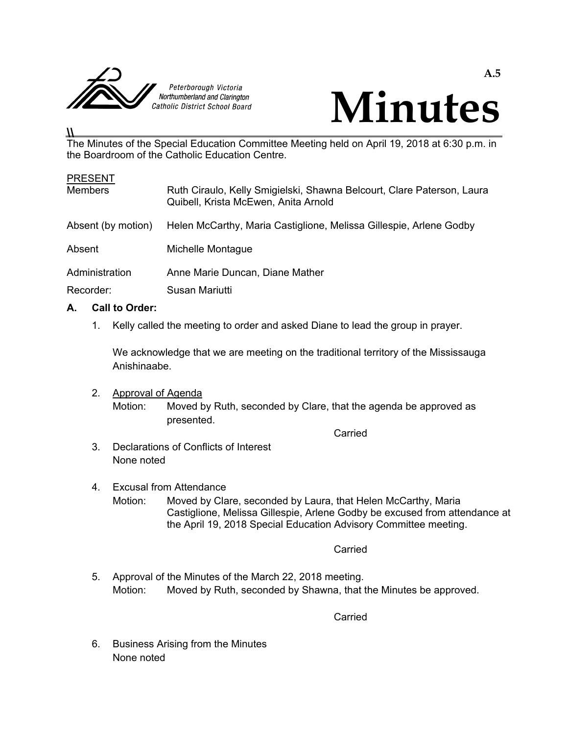Peterborough Victoria Northumberland and Clarington Catholic District School Board

A.5

# Minutes

The Minutes of the Special Education Committee Meeting held on April 19, 2018 at 6:30 p.m. in the Boardroom of the Catholic Education Centre.

PRESENT

| | |
|---|---|
| Members | Ruth Ciraulo, Kelly Smigielski, Shawna Belcourt, Clare Paterson, Laura Quibell, Krista McEwen, Anita Arnold |
| Absent (by motion) | Helen McCarthy, Maria Castiglione, Melissa Gillespie, Arlene Godby |
| Absent | Michelle Montague |
| Administration | Anne Marie Duncan, Diane Mather |
| Recorder: | Susan Mariutti |

## A. Call to Order:

1. Kelly called the meeting to order and asked Diane to lead the group in prayer.

   We acknowledge that we are meeting on the traditional territory of the Mississauga Anishinaabe.

2. Approval of Agenda

   Motion: Moved by Ruth, seconded by Clare, that the agenda be approved as presented.

   Carried

3. Declarations of Conflicts of Interest

   None noted

4. Excusal from Attendance

   Motion: Moved by Clare, seconded by Laura, that Helen McCarthy, Maria Castiglione, Melissa Gillespie, Arlene Godby be excused from attendance at the April 19, 2018 Special Education Advisory Committee meeting.

   Carried

5. Approval of the Minutes of the March 22, 2018 meeting.

   Motion: Moved by Ruth, seconded by Shawna, that the Minutes be approved.

   Carried

6. Business Arising from the Minutes

   None noted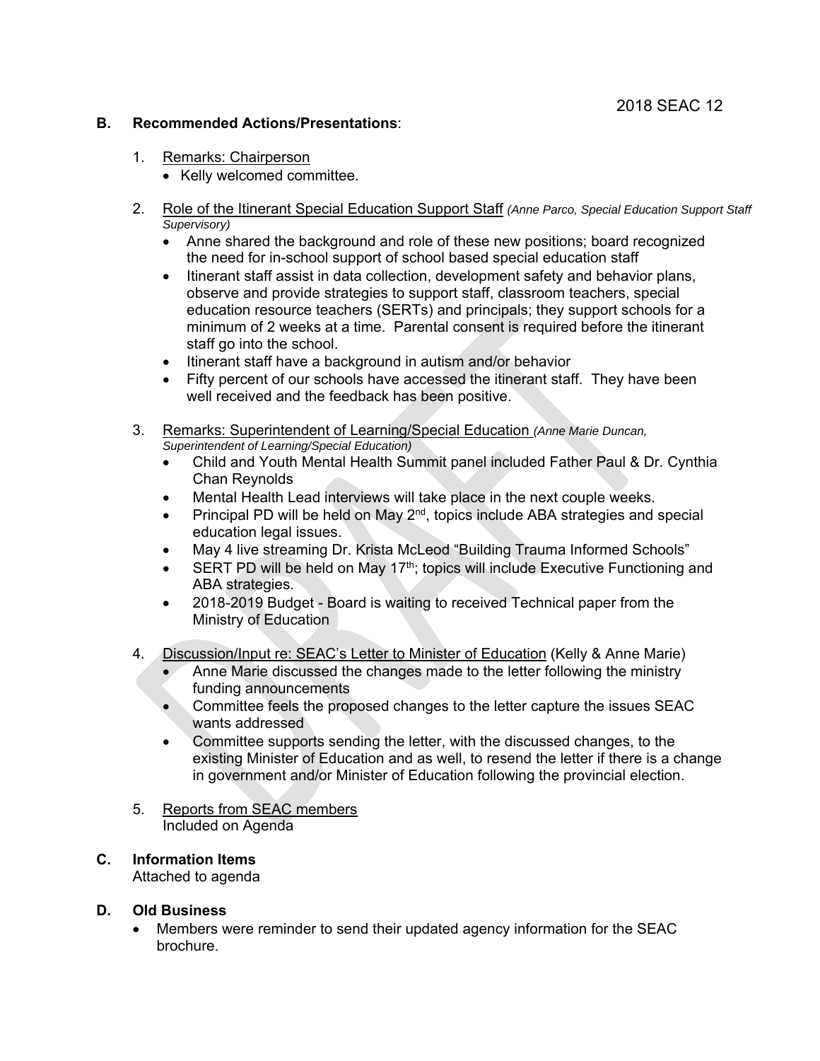**B. Recommended Actions/Presentations**:

1. Remarks: Chairperson
   - Kelly welcomed committee.

2. Role of the Itinerant Special Education Support Staff *(Anne Parco, Special Education Support Staff Supervisory)*
   - Anne shared the background and role of these new positions; board recognized the need for in-school support of school based special education staff
   - Itinerant staff assist in data collection, development safety and behavior plans, observe and provide strategies to support staff, classroom teachers, special education resource teachers (SERTs) and principals; they support schools for a minimum of 2 weeks at a time. Parental consent is required before the itinerant staff go into the school.
   - Itinerant staff have a background in autism and/or behavior
   - Fifty percent of our schools have accessed the itinerant staff. They have been well received and the feedback has been positive.

3. Remarks: Superintendent of Learning/Special Education *(Anne Marie Duncan, Superintendent of Learning/Special Education)*
   - Child and Youth Mental Health Summit panel included Father Paul & Dr. Cynthia Chan Reynolds
   - Mental Health Lead interviews will take place in the next couple weeks.
   - Principal PD will be held on May 2nd, topics include ABA strategies and special education legal issues.
   - May 4 live streaming Dr. Krista McLeod "Building Trauma Informed Schools"
   - SERT PD will be held on May 17th; topics will include Executive Functioning and ABA strategies.
   - 2018-2019 Budget - Board is waiting to received Technical paper from the Ministry of Education

4. Discussion/Input re: SEAC's Letter to Minister of Education (Kelly & Anne Marie)
   - Anne Marie discussed the changes made to the letter following the ministry funding announcements
   - Committee feels the proposed changes to the letter capture the issues SEAC wants addressed
   - Committee supports sending the letter, with the discussed changes, to the existing Minister of Education and as well, to resend the letter if there is a change in government and/or Minister of Education following the provincial election.

5. Reports from SEAC members
   Included on Agenda

**C. Information Items**
Attached to agenda

**D. Old Business**
- Members were reminder to send their updated agency information for the SEAC brochure.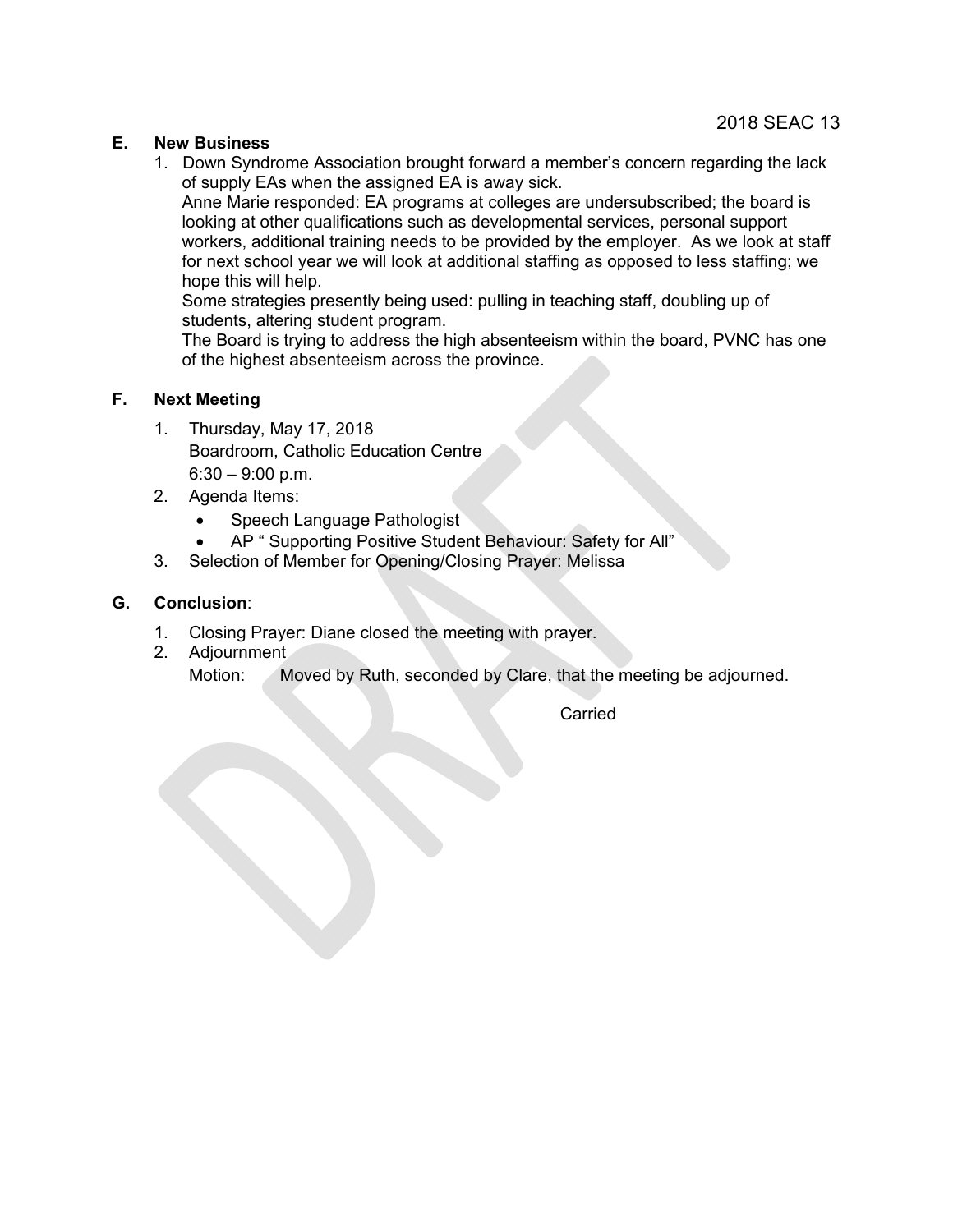2018 SEAC 13

## E. New Business

1. Down Syndrome Association brought forward a member's concern regarding the lack of supply EAs when the assigned EA is away sick.
   Anne Marie responded: EA programs at colleges are undersubscribed; the board is looking at other qualifications such as developmental services, personal support workers, additional training needs to be provided by the employer. As we look at staff for next school year we will look at additional staffing as opposed to less staffing; we hope this will help.
   Some strategies presently being used: pulling in teaching staff, doubling up of students, altering student program.
   The Board is trying to address the high absenteeism within the board, PVNC has one of the highest absenteeism across the province.

## F. Next Meeting

1. Thursday, May 17, 2018
   Boardroom, Catholic Education Centre
   6:30 – 9:00 p.m.
2. Agenda Items:
   - Speech Language Pathologist
   - AP " Supporting Positive Student Behaviour: Safety for All"
3. Selection of Member for Opening/Closing Prayer: Melissa

## G. Conclusion:

1. Closing Prayer: Diane closed the meeting with prayer.
2. Adjournment
   Motion: Moved by Ruth, seconded by Clare, that the meeting be adjourned.

   Carried